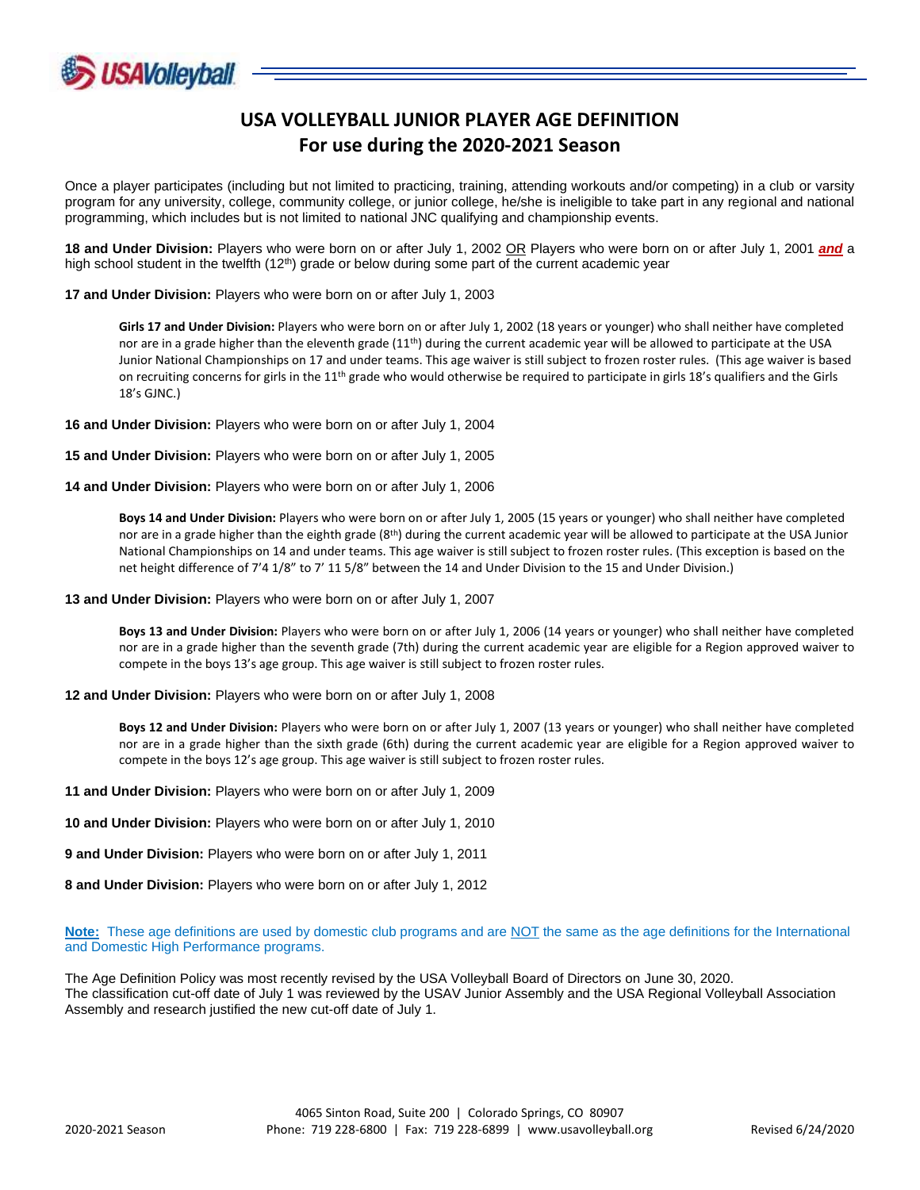# USA VOLLEYBALL JUNIOR PLAYER AGE DEFINITION
## For use during the 2020-2021 Season

Once a player participates (including but not limited to practicing, training, attending workouts and/or competing) in a club or varsity program for any university, college, community college, or junior college, he/she is ineligible to take part in any regional and national programming, which includes but is not limited to national JNC qualifying and championship events.

**18 and Under Division:** Players who were born on or after July 1, 2002 OR Players who were born on or after July 1, 2001 ***and*** a high school student in the twelfth (12th) grade or below during some part of the current academic year

**17 and Under Division:** Players who were born on or after July 1, 2003

> **Girls 17 and Under Division:** Players who were born on or after July 1, 2002 (18 years or younger) who shall neither have completed nor are in a grade higher than the eleventh grade (11th) during the current academic year will be allowed to participate at the USA Junior National Championships on 17 and under teams. This age waiver is still subject to frozen roster rules. (This age waiver is based on recruiting concerns for girls in the 11th grade who would otherwise be required to participate in girls 18's qualifiers and the Girls 18's GJNC.)

**16 and Under Division:** Players who were born on or after July 1, 2004

**15 and Under Division:** Players who were born on or after July 1, 2005

**14 and Under Division:** Players who were born on or after July 1, 2006

> **Boys 14 and Under Division:** Players who were born on or after July 1, 2005 (15 years or younger) who shall neither have completed nor are in a grade higher than the eighth grade (8th) during the current academic year will be allowed to participate at the USA Junior National Championships on 14 and under teams. This age waiver is still subject to frozen roster rules. (This exception is based on the net height difference of 7'4 1/8" to 7' 11 5/8" between the 14 and Under Division to the 15 and Under Division.)

**13 and Under Division:** Players who were born on or after July 1, 2007

> **Boys 13 and Under Division:** Players who were born on or after July 1, 2006 (14 years or younger) who shall neither have completed nor are in a grade higher than the seventh grade (7th) during the current academic year are eligible for a Region approved waiver to compete in the boys 13's age group. This age waiver is still subject to frozen roster rules.

**12 and Under Division:** Players who were born on or after July 1, 2008

> **Boys 12 and Under Division:** Players who were born on or after July 1, 2007 (13 years or younger) who shall neither have completed nor are in a grade higher than the sixth grade (6th) during the current academic year are eligible for a Region approved waiver to compete in the boys 12's age group. This age waiver is still subject to frozen roster rules.

**11 and Under Division:** Players who were born on or after July 1, 2009

**10 and Under Division:** Players who were born on or after July 1, 2010

**9 and Under Division:** Players who were born on or after July 1, 2011

**8 and Under Division:** Players who were born on or after July 1, 2012

**Note:** These age definitions are used by domestic club programs and are NOT the same as the age definitions for the International and Domestic High Performance programs.

The Age Definition Policy was most recently revised by the USA Volleyball Board of Directors on June 30, 2020.
The classification cut-off date of July 1 was reviewed by the USAV Junior Assembly and the USA Regional Volleyball Association Assembly and research justified the new cut-off date of July 1.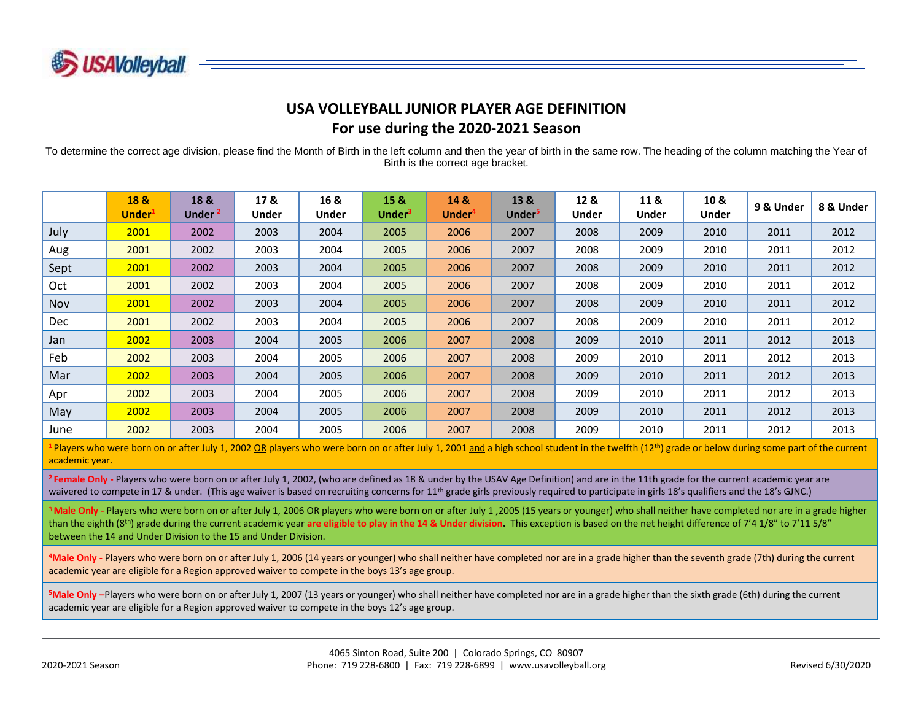# USA VOLLEYBALL JUNIOR PLAYER AGE DEFINITION

## For use during the 2020-2021 Season

To determine the correct age division, please find the Month of Birth in the left column and then the year of birth in the same row. The heading of the column matching the Year of Birth is the correct age bracket.

| | 18 & Under[1] | 18 & Under [2] | 17 & Under | 16 & Under | 15 & Under[3] | 14 & Under[4] | 13 & Under[5] | 12 & Under | 11 & Under | 10 & Under | 9 & Under | 8 & Under |
|---|---|---|---|---|---|---|---|---|---|---|---|---|
| July | 2001 | 2002 | 2003 | 2004 | 2005 | 2006 | 2007 | 2008 | 2009 | 2010 | 2011 | 2012 |
| Aug | 2001 | 2002 | 2003 | 2004 | 2005 | 2006 | 2007 | 2008 | 2009 | 2010 | 2011 | 2012 |
| Sept | 2001 | 2002 | 2003 | 2004 | 2005 | 2006 | 2007 | 2008 | 2009 | 2010 | 2011 | 2012 |
| Oct | 2001 | 2002 | 2003 | 2004 | 2005 | 2006 | 2007 | 2008 | 2009 | 2010 | 2011 | 2012 |
| Nov | 2001 | 2002 | 2003 | 2004 | 2005 | 2006 | 2007 | 2008 | 2009 | 2010 | 2011 | 2012 |
| Dec | 2001 | 2002 | 2003 | 2004 | 2005 | 2006 | 2007 | 2008 | 2009 | 2010 | 2011 | 2012 |
| Jan | 2002 | 2003 | 2004 | 2005 | 2006 | 2007 | 2008 | 2009 | 2010 | 2011 | 2012 | 2013 |
| Feb | 2002 | 2003 | 2004 | 2005 | 2006 | 2007 | 2008 | 2009 | 2010 | 2011 | 2012 | 2013 |
| Mar | 2002 | 2003 | 2004 | 2005 | 2006 | 2007 | 2008 | 2009 | 2010 | 2011 | 2012 | 2013 |
| Apr | 2002 | 2003 | 2004 | 2005 | 2006 | 2007 | 2008 | 2009 | 2010 | 2011 | 2012 | 2013 |
| May | 2002 | 2003 | 2004 | 2005 | 2006 | 2007 | 2008 | 2009 | 2010 | 2011 | 2012 | 2013 |
| June | 2002 | 2003 | 2004 | 2005 | 2006 | 2007 | 2008 | 2009 | 2010 | 2011 | 2012 | 2013 |

[1] Players who were born on or after July 1, 2002 OR players who were born on or after July 1, 2001 and a high school student in the twelfth (12th) grade or below during some part of the current academic year.

[2] **Female Only** - Players who were born on or after July 1, 2002, (who are defined as 18 & under by the USAV Age Definition) and are in the 11th grade for the current academic year are waivered to compete in 17 & under. (This age waiver is based on recruiting concerns for 11th grade girls previously required to participate in girls 18's qualifiers and the 18's GJNC.)

[3] **Male Only** - Players who were born on or after July 1, 2006 OR players who were born on or after July 1 ,2005 (15 years or younger) who shall neither have completed nor are in a grade higher than the eighth (8th) grade during the current academic year **are eligible to play in the 14 & Under division.** This exception is based on the net height difference of 7'4 1/8" to 7'11 5/8" between the 14 and Under Division to the 15 and Under Division.

[4] **Male Only** - Players who were born on or after July 1, 2006 (14 years or younger) who shall neither have completed nor are in a grade higher than the seventh grade (7th) during the current academic year are eligible for a Region approved waiver to compete in the boys 13's age group.

[5] **Male Only** –Players who were born on or after July 1, 2007 (13 years or younger) who shall neither have completed nor are in a grade higher than the sixth grade (6th) during the current academic year are eligible for a Region approved waiver to compete in the boys 12's age group.

2020-2021 Season

4065 Sinton Road, Suite 200 | Colorado Springs, CO 80907
Phone: 719 228-6800 | Fax: 719 228-6899 | www.usavolleyball.org

Revised 6/30/2020